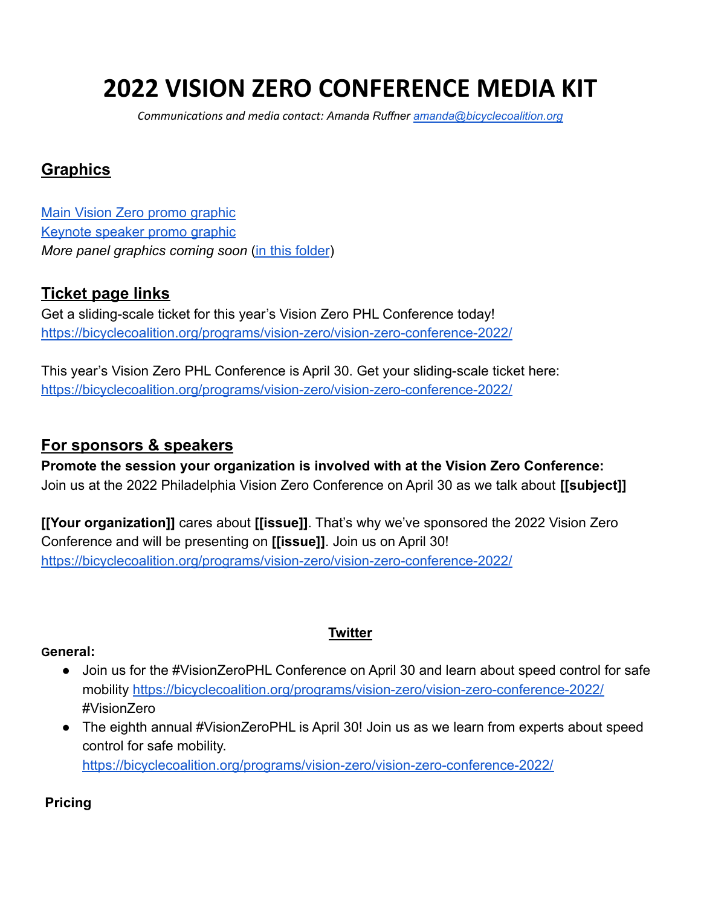# 2022 VISION ZERO CONFERENCE MEDIA KIT

*Communications and media contact: Amanda Ruffner [amanda@bicyclecoalition.org](mailto:amanda@bicyclecoalition.org)*

## Graphics

[Main Vision Zero promo graphic](#)
[Keynote speaker promo graphic](#)
*More panel graphics coming soon* ([in this folder](#))

## Ticket page links

Get a sliding-scale ticket for this year's Vision Zero PHL Conference today!
[https://bicyclecoalition.org/programs/vision-zero/vision-zero-conference-2022/](https://bicyclecoalition.org/programs/vision-zero/vision-zero-conference-2022/)

This year's Vision Zero PHL Conference is April 30. Get your sliding-scale ticket here:
[https://bicyclecoalition.org/programs/vision-zero/vision-zero-conference-2022/](https://bicyclecoalition.org/programs/vision-zero/vision-zero-conference-2022/)

## For sponsors & speakers

**Promote the session your organization is involved with at the Vision Zero Conference:**
Join us at the 2022 Philadelphia Vision Zero Conference on April 30 as we talk about **[[subject]]**

**[[Your organization]]** cares about **[[issue]]**. That's why we've sponsored the 2022 Vision Zero Conference and will be presenting on **[[issue]]**. Join us on April 30!
[https://bicyclecoalition.org/programs/vision-zero/vision-zero-conference-2022/](https://bicyclecoalition.org/programs/vision-zero/vision-zero-conference-2022/)

## Twitter

**General:**

- Join us for the #VisionZeroPHL Conference on April 30 and learn about speed control for safe mobility [https://bicyclecoalition.org/programs/vision-zero/vision-zero-conference-2022/](https://bicyclecoalition.org/programs/vision-zero/vision-zero-conference-2022/) #VisionZero
- The eighth annual #VisionZeroPHL is April 30! Join us as we learn from experts about speed control for safe mobility.
  [https://bicyclecoalition.org/programs/vision-zero/vision-zero-conference-2022/](https://bicyclecoalition.org/programs/vision-zero/vision-zero-conference-2022/)

**Pricing**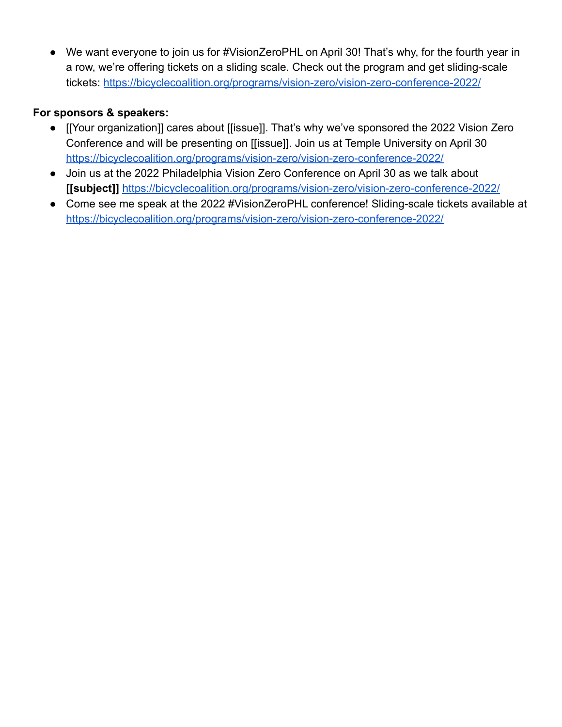- We want everyone to join us for #VisionZeroPHL on April 30! That's why, for the fourth year in a row, we're offering tickets on a sliding scale. Check out the program and get sliding-scale tickets: https://bicyclecoalition.org/programs/vision-zero/vision-zero-conference-2022/

**For sponsors & speakers:**

- [[Your organization]] cares about [[issue]]. That's why we've sponsored the 2022 Vision Zero Conference and will be presenting on [[issue]]. Join us at Temple University on April 30 https://bicyclecoalition.org/programs/vision-zero/vision-zero-conference-2022/
- Join us at the 2022 Philadelphia Vision Zero Conference on April 30 as we talk about **[[subject]]** https://bicyclecoalition.org/programs/vision-zero/vision-zero-conference-2022/
- Come see me speak at the 2022 #VisionZeroPHL conference! Sliding-scale tickets available at https://bicyclecoalition.org/programs/vision-zero/vision-zero-conference-2022/